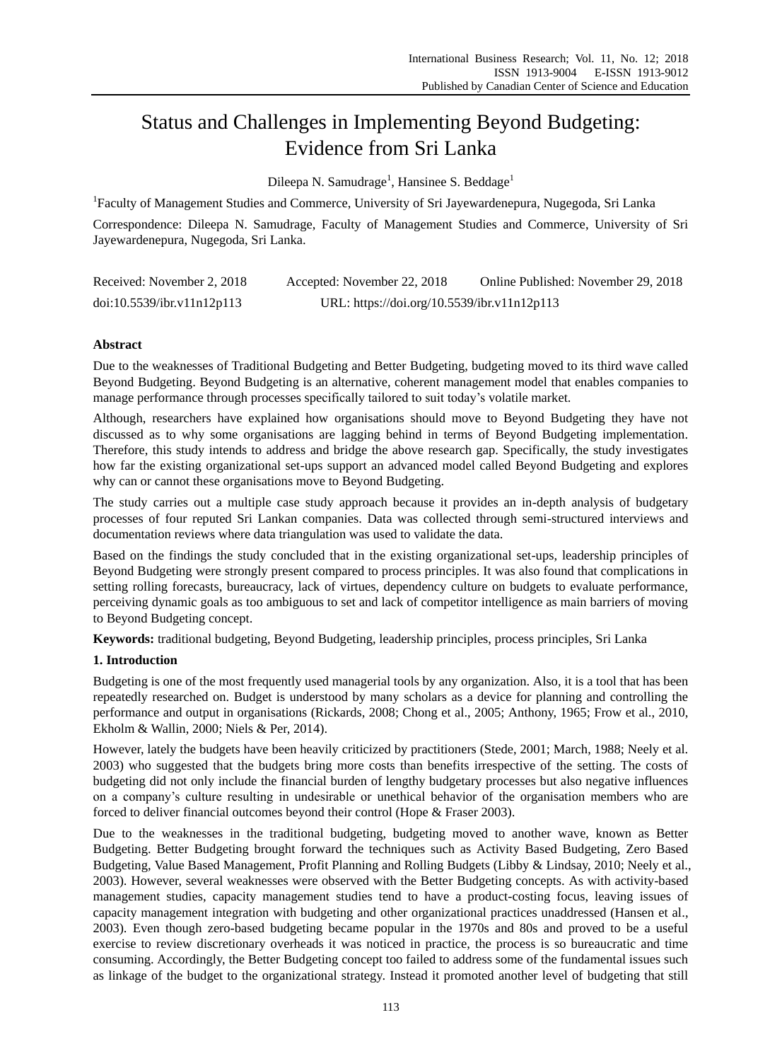# Status and Challenges in Implementing Beyond Budgeting: Evidence from Sri Lanka

Dileepa N. Samudrage[1], Hansinee S. Beddage[1]

[1]Faculty of Management Studies and Commerce, University of Sri Jayewardenepura, Nugegoda, Sri Lanka

Correspondence: Dileepa N. Samudrage, Faculty of Management Studies and Commerce, University of Sri Jayewardenepura, Nugegoda, Sri Lanka.

Received: November 2, 2018 Accepted: November 22, 2018 Online Published: November 29, 2018

doi:10.5539/ibr.v11n12p113 URL: https://doi.org/10.5539/ibr.v11n12p113

## Abstract

Due to the weaknesses of Traditional Budgeting and Better Budgeting, budgeting moved to its third wave called Beyond Budgeting. Beyond Budgeting is an alternative, coherent management model that enables companies to manage performance through processes specifically tailored to suit today's volatile market.

Although, researchers have explained how organisations should move to Beyond Budgeting they have not discussed as to why some organisations are lagging behind in terms of Beyond Budgeting implementation. Therefore, this study intends to address and bridge the above research gap. Specifically, the study investigates how far the existing organizational set-ups support an advanced model called Beyond Budgeting and explores why can or cannot these organisations move to Beyond Budgeting.

The study carries out a multiple case study approach because it provides an in-depth analysis of budgetary processes of four reputed Sri Lankan companies. Data was collected through semi-structured interviews and documentation reviews where data triangulation was used to validate the data.

Based on the findings the study concluded that in the existing organizational set-ups, leadership principles of Beyond Budgeting were strongly present compared to process principles. It was also found that complications in setting rolling forecasts, bureaucracy, lack of virtues, dependency culture on budgets to evaluate performance, perceiving dynamic goals as too ambiguous to set and lack of competitor intelligence as main barriers of moving to Beyond Budgeting concept.

**Keywords:** traditional budgeting, Beyond Budgeting, leadership principles, process principles, Sri Lanka

## 1. Introduction

Budgeting is one of the most frequently used managerial tools by any organization. Also, it is a tool that has been repeatedly researched on. Budget is understood by many scholars as a device for planning and controlling the performance and output in organisations (Rickards, 2008; Chong et al., 2005; Anthony, 1965; Frow et al., 2010, Ekholm & Wallin, 2000; Niels & Per, 2014).

However, lately the budgets have been heavily criticized by practitioners (Stede, 2001; March, 1988; Neely et al. 2003) who suggested that the budgets bring more costs than benefits irrespective of the setting. The costs of budgeting did not only include the financial burden of lengthy budgetary processes but also negative influences on a company's culture resulting in undesirable or unethical behavior of the organisation members who are forced to deliver financial outcomes beyond their control (Hope & Fraser 2003).

Due to the weaknesses in the traditional budgeting, budgeting moved to another wave, known as Better Budgeting. Better Budgeting brought forward the techniques such as Activity Based Budgeting, Zero Based Budgeting, Value Based Management, Profit Planning and Rolling Budgets (Libby & Lindsay, 2010; Neely et al., 2003). However, several weaknesses were observed with the Better Budgeting concepts. As with activity-based management studies, capacity management studies tend to have a product-costing focus, leaving issues of capacity management integration with budgeting and other organizational practices unaddressed (Hansen et al., 2003). Even though zero-based budgeting became popular in the 1970s and 80s and proved to be a useful exercise to review discretionary overheads it was noticed in practice, the process is so bureaucratic and time consuming. Accordingly, the Better Budgeting concept too failed to address some of the fundamental issues such as linkage of the budget to the organizational strategy. Instead it promoted another level of budgeting that still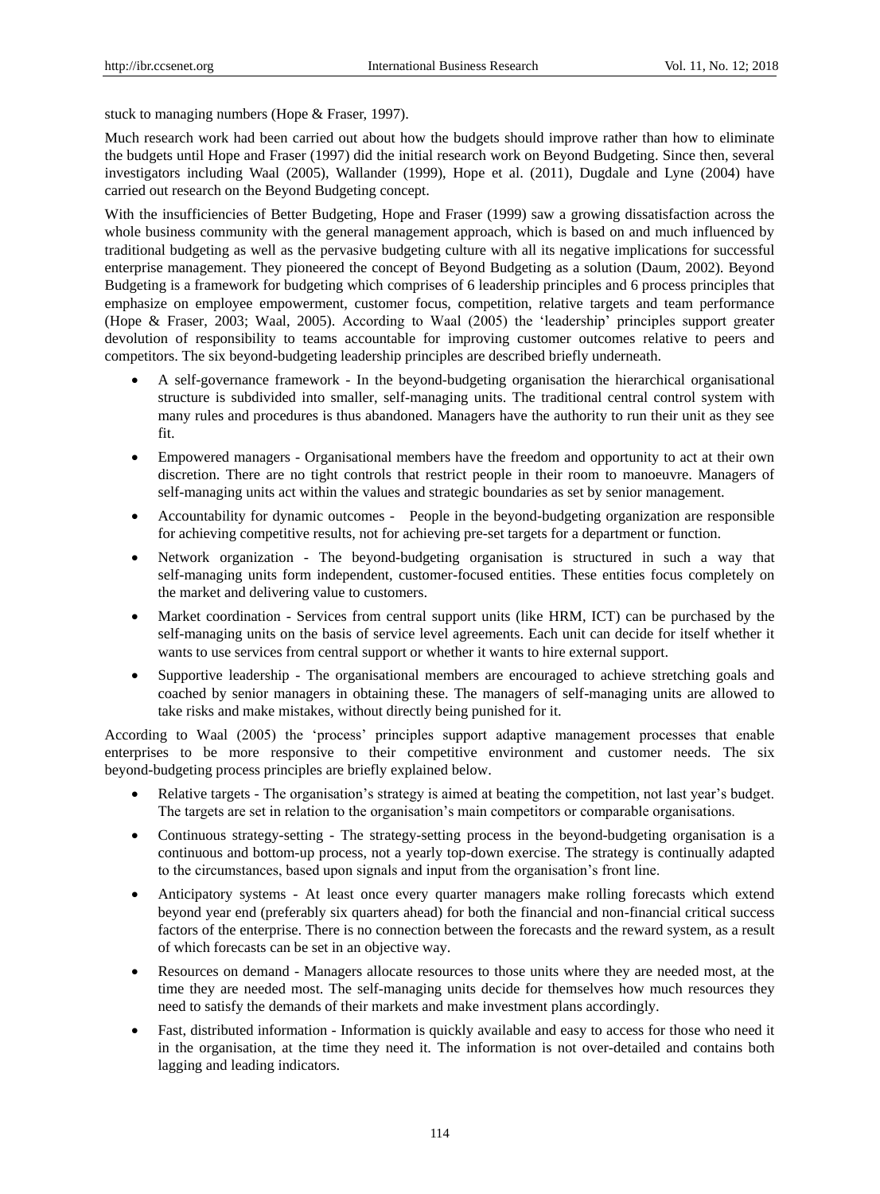stuck to managing numbers (Hope & Fraser, 1997).

Much research work had been carried out about how the budgets should improve rather than how to eliminate the budgets until Hope and Fraser (1997) did the initial research work on Beyond Budgeting. Since then, several investigators including Waal (2005), Wallander (1999), Hope et al. (2011), Dugdale and Lyne (2004) have carried out research on the Beyond Budgeting concept.

With the insufficiencies of Better Budgeting, Hope and Fraser (1999) saw a growing dissatisfaction across the whole business community with the general management approach, which is based on and much influenced by traditional budgeting as well as the pervasive budgeting culture with all its negative implications for successful enterprise management. They pioneered the concept of Beyond Budgeting as a solution (Daum, 2002). Beyond Budgeting is a framework for budgeting which comprises of 6 leadership principles and 6 process principles that emphasize on employee empowerment, customer focus, competition, relative targets and team performance (Hope & Fraser, 2003; Waal, 2005). According to Waal (2005) the 'leadership' principles support greater devolution of responsibility to teams accountable for improving customer outcomes relative to peers and competitors. The six beyond-budgeting leadership principles are described briefly underneath.

- A self-governance framework - In the beyond-budgeting organisation the hierarchical organisational structure is subdivided into smaller, self-managing units. The traditional central control system with many rules and procedures is thus abandoned. Managers have the authority to run their unit as they see fit.
- Empowered managers - Organisational members have the freedom and opportunity to act at their own discretion. There are no tight controls that restrict people in their room to manoeuvre. Managers of self-managing units act within the values and strategic boundaries as set by senior management.
- Accountability for dynamic outcomes - People in the beyond-budgeting organization are responsible for achieving competitive results, not for achieving pre-set targets for a department or function.
- Network organization - The beyond-budgeting organisation is structured in such a way that self-managing units form independent, customer-focused entities. These entities focus completely on the market and delivering value to customers.
- Market coordination - Services from central support units (like HRM, ICT) can be purchased by the self-managing units on the basis of service level agreements. Each unit can decide for itself whether it wants to use services from central support or whether it wants to hire external support.
- Supportive leadership - The organisational members are encouraged to achieve stretching goals and coached by senior managers in obtaining these. The managers of self-managing units are allowed to take risks and make mistakes, without directly being punished for it.

According to Waal (2005) the 'process' principles support adaptive management processes that enable enterprises to be more responsive to their competitive environment and customer needs. The six beyond-budgeting process principles are briefly explained below.

- Relative targets - The organisation's strategy is aimed at beating the competition, not last year's budget. The targets are set in relation to the organisation's main competitors or comparable organisations.
- Continuous strategy-setting - The strategy-setting process in the beyond-budgeting organisation is a continuous and bottom-up process, not a yearly top-down exercise. The strategy is continually adapted to the circumstances, based upon signals and input from the organisation's front line.
- Anticipatory systems - At least once every quarter managers make rolling forecasts which extend beyond year end (preferably six quarters ahead) for both the financial and non-financial critical success factors of the enterprise. There is no connection between the forecasts and the reward system, as a result of which forecasts can be set in an objective way.
- Resources on demand - Managers allocate resources to those units where they are needed most, at the time they are needed most. The self-managing units decide for themselves how much resources they need to satisfy the demands of their markets and make investment plans accordingly.
- Fast, distributed information - Information is quickly available and easy to access for those who need it in the organisation, at the time they need it. The information is not over-detailed and contains both lagging and leading indicators.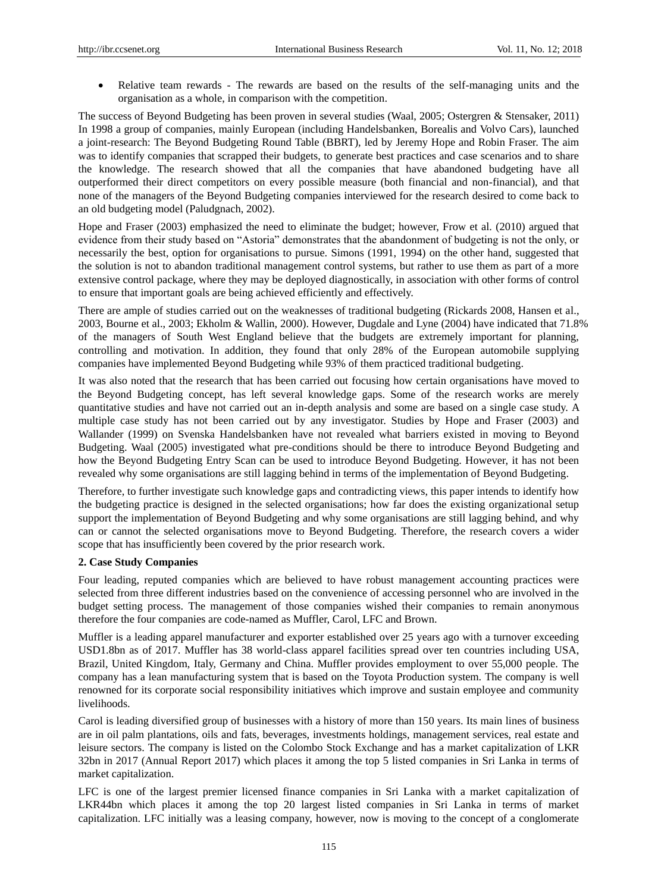- Relative team rewards - The rewards are based on the results of the self-managing units and the organisation as a whole, in comparison with the competition.

The success of Beyond Budgeting has been proven in several studies (Waal, 2005; Ostergren & Stensaker, 2011) In 1998 a group of companies, mainly European (including Handelsbanken, Borealis and Volvo Cars), launched a joint-research: The Beyond Budgeting Round Table (BBRT), led by Jeremy Hope and Robin Fraser. The aim was to identify companies that scrapped their budgets, to generate best practices and case scenarios and to share the knowledge. The research showed that all the companies that have abandoned budgeting have all outperformed their direct competitors on every possible measure (both financial and non-financial), and that none of the managers of the Beyond Budgeting companies interviewed for the research desired to come back to an old budgeting model (Paludgnach, 2002).

Hope and Fraser (2003) emphasized the need to eliminate the budget; however, Frow et al. (2010) argued that evidence from their study based on "Astoria" demonstrates that the abandonment of budgeting is not the only, or necessarily the best, option for organisations to pursue. Simons (1991, 1994) on the other hand, suggested that the solution is not to abandon traditional management control systems, but rather to use them as part of a more extensive control package, where they may be deployed diagnostically, in association with other forms of control to ensure that important goals are being achieved efficiently and effectively.

There are ample of studies carried out on the weaknesses of traditional budgeting (Rickards 2008, Hansen et al., 2003, Bourne et al., 2003; Ekholm & Wallin, 2000). However, Dugdale and Lyne (2004) have indicated that 71.8% of the managers of South West England believe that the budgets are extremely important for planning, controlling and motivation. In addition, they found that only 28% of the European automobile supplying companies have implemented Beyond Budgeting while 93% of them practiced traditional budgeting.

It was also noted that the research that has been carried out focusing how certain organisations have moved to the Beyond Budgeting concept, has left several knowledge gaps. Some of the research works are merely quantitative studies and have not carried out an in-depth analysis and some are based on a single case study. A multiple case study has not been carried out by any investigator. Studies by Hope and Fraser (2003) and Wallander (1999) on Svenska Handelsbanken have not revealed what barriers existed in moving to Beyond Budgeting. Waal (2005) investigated what pre-conditions should be there to introduce Beyond Budgeting and how the Beyond Budgeting Entry Scan can be used to introduce Beyond Budgeting. However, it has not been revealed why some organisations are still lagging behind in terms of the implementation of Beyond Budgeting.

Therefore, to further investigate such knowledge gaps and contradicting views, this paper intends to identify how the budgeting practice is designed in the selected organisations; how far does the existing organizational setup support the implementation of Beyond Budgeting and why some organisations are still lagging behind, and why can or cannot the selected organisations move to Beyond Budgeting. Therefore, the research covers a wider scope that has insufficiently been covered by the prior research work.

## 2. Case Study Companies

Four leading, reputed companies which are believed to have robust management accounting practices were selected from three different industries based on the convenience of accessing personnel who are involved in the budget setting process. The management of those companies wished their companies to remain anonymous therefore the four companies are code-named as Muffler, Carol, LFC and Brown.

Muffler is a leading apparel manufacturer and exporter established over 25 years ago with a turnover exceeding USD1.8bn as of 2017. Muffler has 38 world-class apparel facilities spread over ten countries including USA, Brazil, United Kingdom, Italy, Germany and China. Muffler provides employment to over 55,000 people. The company has a lean manufacturing system that is based on the Toyota Production system. The company is well renowned for its corporate social responsibility initiatives which improve and sustain employee and community livelihoods.

Carol is leading diversified group of businesses with a history of more than 150 years. Its main lines of business are in oil palm plantations, oils and fats, beverages, investments holdings, management services, real estate and leisure sectors. The company is listed on the Colombo Stock Exchange and has a market capitalization of LKR 32bn in 2017 (Annual Report 2017) which places it among the top 5 listed companies in Sri Lanka in terms of market capitalization.

LFC is one of the largest premier licensed finance companies in Sri Lanka with a market capitalization of LKR44bn which places it among the top 20 largest listed companies in Sri Lanka in terms of market capitalization. LFC initially was a leasing company, however, now is moving to the concept of a conglomerate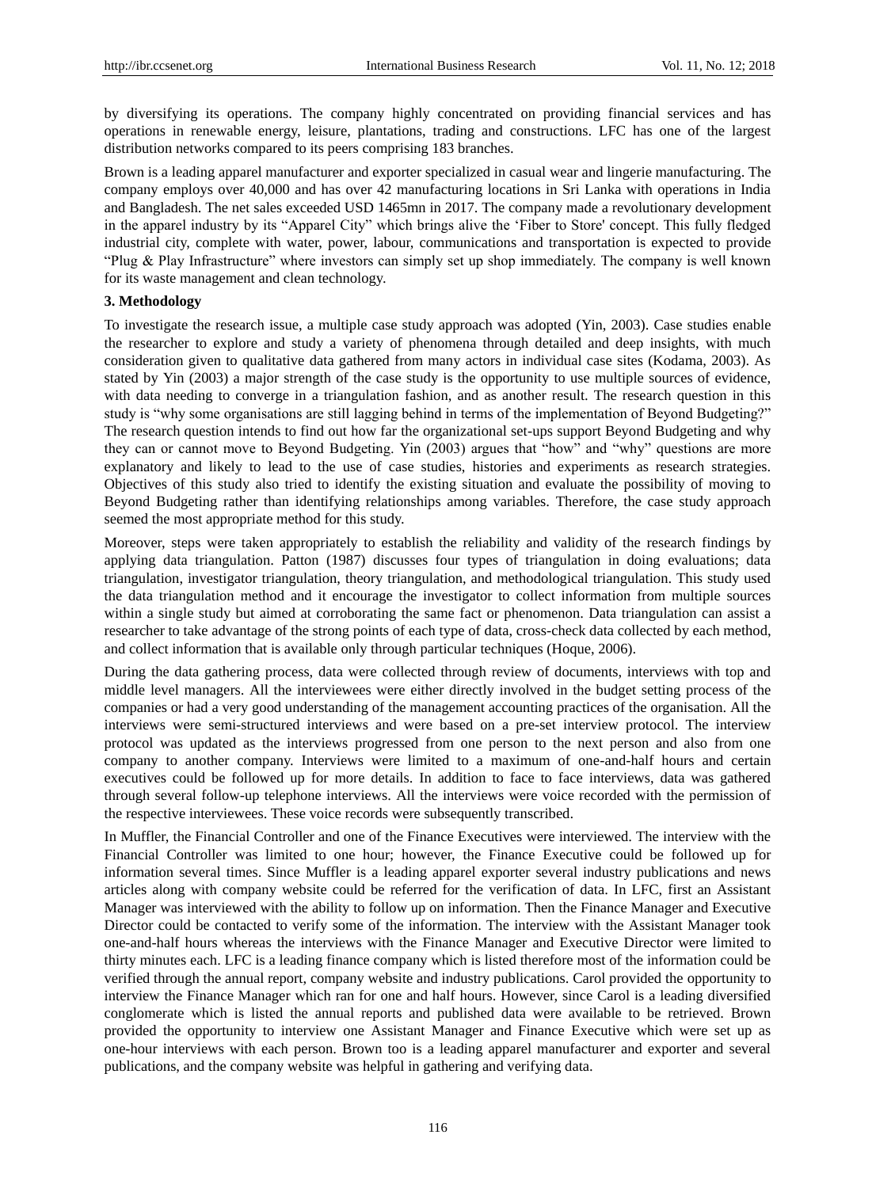by diversifying its operations. The company highly concentrated on providing financial services and has operations in renewable energy, leisure, plantations, trading and constructions. LFC has one of the largest distribution networks compared to its peers comprising 183 branches.

Brown is a leading apparel manufacturer and exporter specialized in casual wear and lingerie manufacturing. The company employs over 40,000 and has over 42 manufacturing locations in Sri Lanka with operations in India and Bangladesh. The net sales exceeded USD 1465mn in 2017. The company made a revolutionary development in the apparel industry by its "Apparel City" which brings alive the 'Fiber to Store' concept. This fully fledged industrial city, complete with water, power, labour, communications and transportation is expected to provide "Plug & Play Infrastructure" where investors can simply set up shop immediately. The company is well known for its waste management and clean technology.

### 3. Methodology

To investigate the research issue, a multiple case study approach was adopted (Yin, 2003). Case studies enable the researcher to explore and study a variety of phenomena through detailed and deep insights, with much consideration given to qualitative data gathered from many actors in individual case sites (Kodama, 2003). As stated by Yin (2003) a major strength of the case study is the opportunity to use multiple sources of evidence, with data needing to converge in a triangulation fashion, and as another result. The research question in this study is "why some organisations are still lagging behind in terms of the implementation of Beyond Budgeting?" The research question intends to find out how far the organizational set-ups support Beyond Budgeting and why they can or cannot move to Beyond Budgeting. Yin (2003) argues that "how" and "why" questions are more explanatory and likely to lead to the use of case studies, histories and experiments as research strategies. Objectives of this study also tried to identify the existing situation and evaluate the possibility of moving to Beyond Budgeting rather than identifying relationships among variables. Therefore, the case study approach seemed the most appropriate method for this study.

Moreover, steps were taken appropriately to establish the reliability and validity of the research findings by applying data triangulation. Patton (1987) discusses four types of triangulation in doing evaluations; data triangulation, investigator triangulation, theory triangulation, and methodological triangulation. This study used the data triangulation method and it encourage the investigator to collect information from multiple sources within a single study but aimed at corroborating the same fact or phenomenon. Data triangulation can assist a researcher to take advantage of the strong points of each type of data, cross-check data collected by each method, and collect information that is available only through particular techniques (Hoque, 2006).

During the data gathering process, data were collected through review of documents, interviews with top and middle level managers. All the interviewees were either directly involved in the budget setting process of the companies or had a very good understanding of the management accounting practices of the organisation. All the interviews were semi-structured interviews and were based on a pre-set interview protocol. The interview protocol was updated as the interviews progressed from one person to the next person and also from one company to another company. Interviews were limited to a maximum of one-and-half hours and certain executives could be followed up for more details. In addition to face to face interviews, data was gathered through several follow-up telephone interviews. All the interviews were voice recorded with the permission of the respective interviewees. These voice records were subsequently transcribed.

In Muffler, the Financial Controller and one of the Finance Executives were interviewed. The interview with the Financial Controller was limited to one hour; however, the Finance Executive could be followed up for information several times. Since Muffler is a leading apparel exporter several industry publications and news articles along with company website could be referred for the verification of data. In LFC, first an Assistant Manager was interviewed with the ability to follow up on information. Then the Finance Manager and Executive Director could be contacted to verify some of the information. The interview with the Assistant Manager took one-and-half hours whereas the interviews with the Finance Manager and Executive Director were limited to thirty minutes each. LFC is a leading finance company which is listed therefore most of the information could be verified through the annual report, company website and industry publications. Carol provided the opportunity to interview the Finance Manager which ran for one and half hours. However, since Carol is a leading diversified conglomerate which is listed the annual reports and published data were available to be retrieved. Brown provided the opportunity to interview one Assistant Manager and Finance Executive which were set up as one-hour interviews with each person. Brown too is a leading apparel manufacturer and exporter and several publications, and the company website was helpful in gathering and verifying data.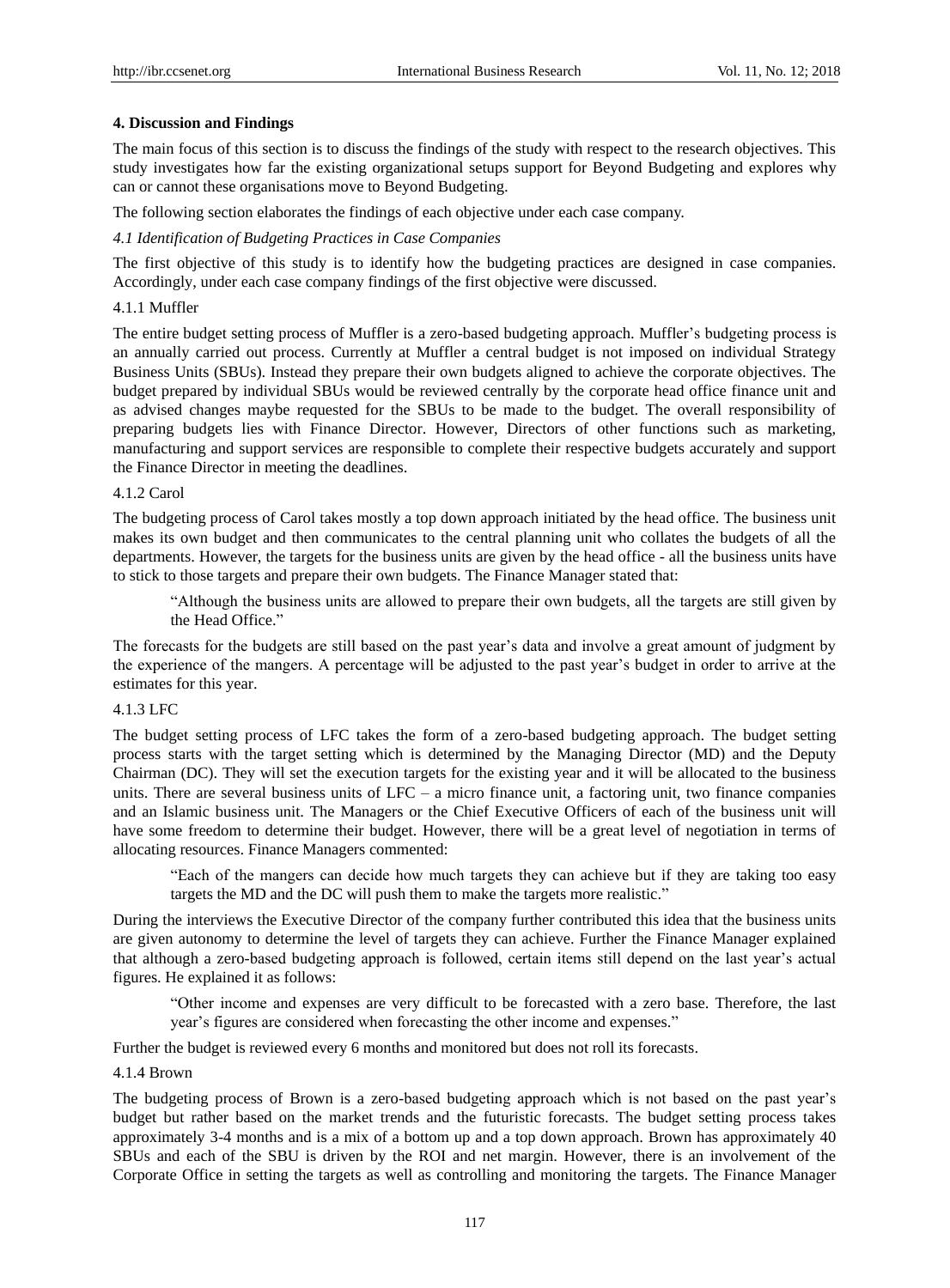### 4. Discussion and Findings

The main focus of this section is to discuss the findings of the study with respect to the research objectives. This study investigates how far the existing organizational setups support for Beyond Budgeting and explores why can or cannot these organisations move to Beyond Budgeting.

The following section elaborates the findings of each objective under each case company.

*4.1 Identification of Budgeting Practices in Case Companies*

The first objective of this study is to identify how the budgeting practices are designed in case companies. Accordingly, under each case company findings of the first objective were discussed.

4.1.1 Muffler

The entire budget setting process of Muffler is a zero-based budgeting approach. Muffler's budgeting process is an annually carried out process. Currently at Muffler a central budget is not imposed on individual Strategy Business Units (SBUs). Instead they prepare their own budgets aligned to achieve the corporate objectives. The budget prepared by individual SBUs would be reviewed centrally by the corporate head office finance unit and as advised changes maybe requested for the SBUs to be made to the budget. The overall responsibility of preparing budgets lies with Finance Director. However, Directors of other functions such as marketing, manufacturing and support services are responsible to complete their respective budgets accurately and support the Finance Director in meeting the deadlines.

4.1.2 Carol

The budgeting process of Carol takes mostly a top down approach initiated by the head office. The business unit makes its own budget and then communicates to the central planning unit who collates the budgets of all the departments. However, the targets for the business units are given by the head office - all the business units have to stick to those targets and prepare their own budgets. The Finance Manager stated that:

> "Although the business units are allowed to prepare their own budgets, all the targets are still given by the Head Office."

The forecasts for the budgets are still based on the past year's data and involve a great amount of judgment by the experience of the mangers. A percentage will be adjusted to the past year's budget in order to arrive at the estimates for this year.

4.1.3 LFC

The budget setting process of LFC takes the form of a zero-based budgeting approach. The budget setting process starts with the target setting which is determined by the Managing Director (MD) and the Deputy Chairman (DC). They will set the execution targets for the existing year and it will be allocated to the business units. There are several business units of LFC – a micro finance unit, a factoring unit, two finance companies and an Islamic business unit. The Managers or the Chief Executive Officers of each of the business unit will have some freedom to determine their budget. However, there will be a great level of negotiation in terms of allocating resources. Finance Managers commented:

> "Each of the mangers can decide how much targets they can achieve but if they are taking too easy targets the MD and the DC will push them to make the targets more realistic."

During the interviews the Executive Director of the company further contributed this idea that the business units are given autonomy to determine the level of targets they can achieve. Further the Finance Manager explained that although a zero-based budgeting approach is followed, certain items still depend on the last year's actual figures. He explained it as follows:

> "Other income and expenses are very difficult to be forecasted with a zero base. Therefore, the last year's figures are considered when forecasting the other income and expenses."

Further the budget is reviewed every 6 months and monitored but does not roll its forecasts.

4.1.4 Brown

The budgeting process of Brown is a zero-based budgeting approach which is not based on the past year's budget but rather based on the market trends and the futuristic forecasts. The budget setting process takes approximately 3-4 months and is a mix of a bottom up and a top down approach. Brown has approximately 40 SBUs and each of the SBU is driven by the ROI and net margin. However, there is an involvement of the Corporate Office in setting the targets as well as controlling and monitoring the targets. The Finance Manager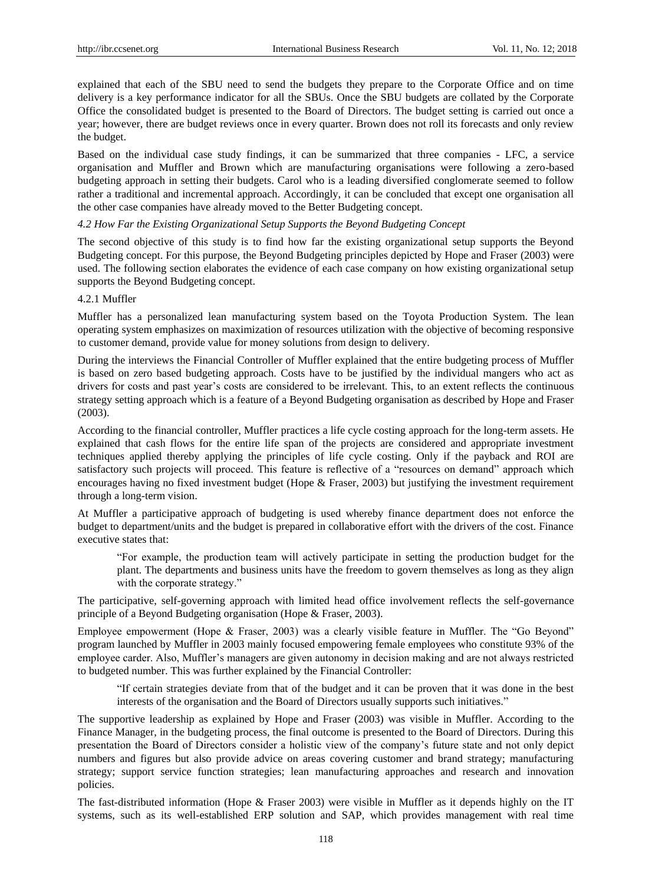explained that each of the SBU need to send the budgets they prepare to the Corporate Office and on time delivery is a key performance indicator for all the SBUs. Once the SBU budgets are collated by the Corporate Office the consolidated budget is presented to the Board of Directors. The budget setting is carried out once a year; however, there are budget reviews once in every quarter. Brown does not roll its forecasts and only review the budget.

Based on the individual case study findings, it can be summarized that three companies - LFC, a service organisation and Muffler and Brown which are manufacturing organisations were following a zero-based budgeting approach in setting their budgets. Carol who is a leading diversified conglomerate seemed to follow rather a traditional and incremental approach. Accordingly, it can be concluded that except one organisation all the other case companies have already moved to the Better Budgeting concept.

### *4.2 How Far the Existing Organizational Setup Supports the Beyond Budgeting Concept*

The second objective of this study is to find how far the existing organizational setup supports the Beyond Budgeting concept. For this purpose, the Beyond Budgeting principles depicted by Hope and Fraser (2003) were used. The following section elaborates the evidence of each case company on how existing organizational setup supports the Beyond Budgeting concept.

#### 4.2.1 Muffler

Muffler has a personalized lean manufacturing system based on the Toyota Production System. The lean operating system emphasizes on maximization of resources utilization with the objective of becoming responsive to customer demand, provide value for money solutions from design to delivery.

During the interviews the Financial Controller of Muffler explained that the entire budgeting process of Muffler is based on zero based budgeting approach. Costs have to be justified by the individual mangers who act as drivers for costs and past year's costs are considered to be irrelevant. This, to an extent reflects the continuous strategy setting approach which is a feature of a Beyond Budgeting organisation as described by Hope and Fraser (2003).

According to the financial controller, Muffler practices a life cycle costing approach for the long-term assets. He explained that cash flows for the entire life span of the projects are considered and appropriate investment techniques applied thereby applying the principles of life cycle costing. Only if the payback and ROI are satisfactory such projects will proceed. This feature is reflective of a "resources on demand" approach which encourages having no fixed investment budget (Hope & Fraser, 2003) but justifying the investment requirement through a long-term vision.

At Muffler a participative approach of budgeting is used whereby finance department does not enforce the budget to department/units and the budget is prepared in collaborative effort with the drivers of the cost. Finance executive states that:

> "For example, the production team will actively participate in setting the production budget for the plant. The departments and business units have the freedom to govern themselves as long as they align with the corporate strategy."

The participative, self-governing approach with limited head office involvement reflects the self-governance principle of a Beyond Budgeting organisation (Hope & Fraser, 2003).

Employee empowerment (Hope & Fraser, 2003) was a clearly visible feature in Muffler. The "Go Beyond" program launched by Muffler in 2003 mainly focused empowering female employees who constitute 93% of the employee carder. Also, Muffler's managers are given autonomy in decision making and are not always restricted to budgeted number. This was further explained by the Financial Controller:

> "If certain strategies deviate from that of the budget and it can be proven that it was done in the best interests of the organisation and the Board of Directors usually supports such initiatives."

The supportive leadership as explained by Hope and Fraser (2003) was visible in Muffler. According to the Finance Manager, in the budgeting process, the final outcome is presented to the Board of Directors. During this presentation the Board of Directors consider a holistic view of the company's future state and not only depict numbers and figures but also provide advice on areas covering customer and brand strategy; manufacturing strategy; support service function strategies; lean manufacturing approaches and research and innovation policies.

The fast-distributed information (Hope & Fraser 2003) were visible in Muffler as it depends highly on the IT systems, such as its well-established ERP solution and SAP, which provides management with real time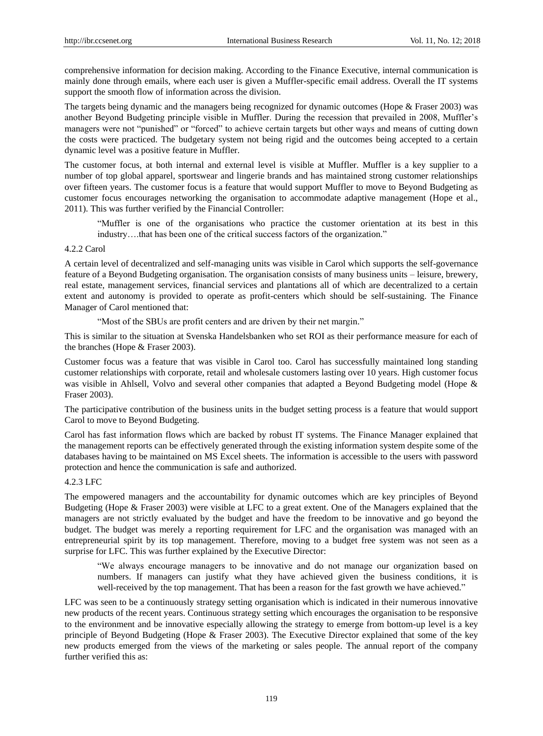comprehensive information for decision making. According to the Finance Executive, internal communication is mainly done through emails, where each user is given a Muffler-specific email address. Overall the IT systems support the smooth flow of information across the division.

The targets being dynamic and the managers being recognized for dynamic outcomes (Hope & Fraser 2003) was another Beyond Budgeting principle visible in Muffler. During the recession that prevailed in 2008, Muffler's managers were not "punished" or "forced" to achieve certain targets but other ways and means of cutting down the costs were practiced. The budgetary system not being rigid and the outcomes being accepted to a certain dynamic level was a positive feature in Muffler.

The customer focus, at both internal and external level is visible at Muffler. Muffler is a key supplier to a number of top global apparel, sportswear and lingerie brands and has maintained strong customer relationships over fifteen years. The customer focus is a feature that would support Muffler to move to Beyond Budgeting as customer focus encourages networking the organisation to accommodate adaptive management (Hope et al., 2011). This was further verified by the Financial Controller:

> "Muffler is one of the organisations who practice the customer orientation at its best in this industry….that has been one of the critical success factors of the organization."

#### 4.2.2 Carol

A certain level of decentralized and self-managing units was visible in Carol which supports the self-governance feature of a Beyond Budgeting organisation. The organisation consists of many business units – leisure, brewery, real estate, management services, financial services and plantations all of which are decentralized to a certain extent and autonomy is provided to operate as profit-centers which should be self-sustaining. The Finance Manager of Carol mentioned that:

> "Most of the SBUs are profit centers and are driven by their net margin."

This is similar to the situation at Svenska Handelsbanken who set ROI as their performance measure for each of the branches (Hope & Fraser 2003).

Customer focus was a feature that was visible in Carol too. Carol has successfully maintained long standing customer relationships with corporate, retail and wholesale customers lasting over 10 years. High customer focus was visible in Ahlsell, Volvo and several other companies that adapted a Beyond Budgeting model (Hope & Fraser 2003).

The participative contribution of the business units in the budget setting process is a feature that would support Carol to move to Beyond Budgeting.

Carol has fast information flows which are backed by robust IT systems. The Finance Manager explained that the management reports can be effectively generated through the existing information system despite some of the databases having to be maintained on MS Excel sheets. The information is accessible to the users with password protection and hence the communication is safe and authorized.

#### 4.2.3 LFC

The empowered managers and the accountability for dynamic outcomes which are key principles of Beyond Budgeting (Hope & Fraser 2003) were visible at LFC to a great extent. One of the Managers explained that the managers are not strictly evaluated by the budget and have the freedom to be innovative and go beyond the budget. The budget was merely a reporting requirement for LFC and the organisation was managed with an entrepreneurial spirit by its top management. Therefore, moving to a budget free system was not seen as a surprise for LFC. This was further explained by the Executive Director:

> "We always encourage managers to be innovative and do not manage our organization based on numbers. If managers can justify what they have achieved given the business conditions, it is well-received by the top management. That has been a reason for the fast growth we have achieved."

LFC was seen to be a continuously strategy setting organisation which is indicated in their numerous innovative new products of the recent years. Continuous strategy setting which encourages the organisation to be responsive to the environment and be innovative especially allowing the strategy to emerge from bottom-up level is a key principle of Beyond Budgeting (Hope & Fraser 2003). The Executive Director explained that some of the key new products emerged from the views of the marketing or sales people. The annual report of the company further verified this as: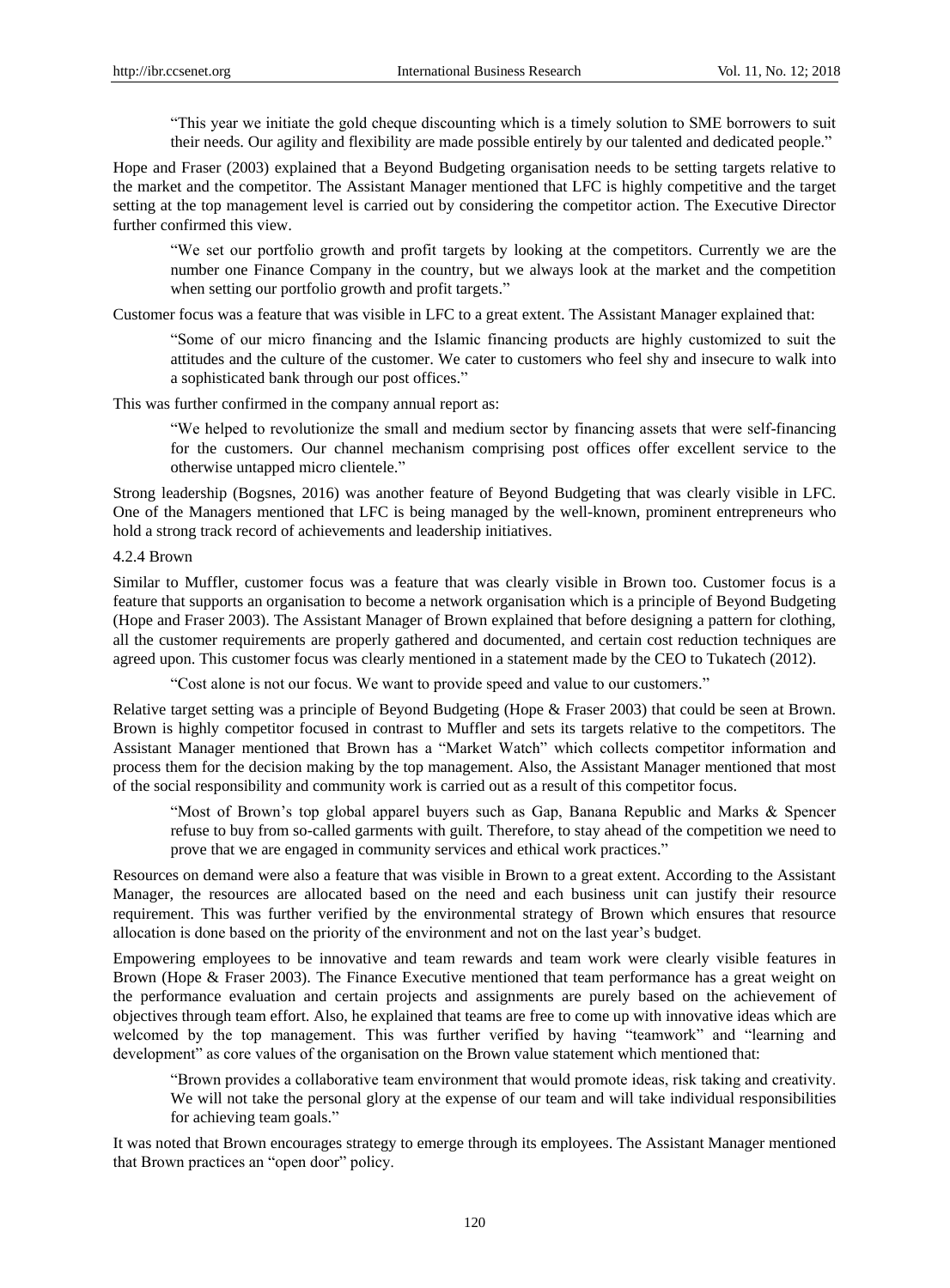> "This year we initiate the gold cheque discounting which is a timely solution to SME borrowers to suit their needs. Our agility and flexibility are made possible entirely by our talented and dedicated people."

Hope and Fraser (2003) explained that a Beyond Budgeting organisation needs to be setting targets relative to the market and the competitor. The Assistant Manager mentioned that LFC is highly competitive and the target setting at the top management level is carried out by considering the competitor action. The Executive Director further confirmed this view.

> "We set our portfolio growth and profit targets by looking at the competitors. Currently we are the number one Finance Company in the country, but we always look at the market and the competition when setting our portfolio growth and profit targets."

Customer focus was a feature that was visible in LFC to a great extent. The Assistant Manager explained that:

> "Some of our micro financing and the Islamic financing products are highly customized to suit the attitudes and the culture of the customer. We cater to customers who feel shy and insecure to walk into a sophisticated bank through our post offices."

This was further confirmed in the company annual report as:

> "We helped to revolutionize the small and medium sector by financing assets that were self-financing for the customers. Our channel mechanism comprising post offices offer excellent service to the otherwise untapped micro clientele."

Strong leadership (Bogsnes, 2016) was another feature of Beyond Budgeting that was clearly visible in LFC. One of the Managers mentioned that LFC is being managed by the well-known, prominent entrepreneurs who hold a strong track record of achievements and leadership initiatives.

#### 4.2.4 Brown

Similar to Muffler, customer focus was a feature that was clearly visible in Brown too. Customer focus is a feature that supports an organisation to become a network organisation which is a principle of Beyond Budgeting (Hope and Fraser 2003). The Assistant Manager of Brown explained that before designing a pattern for clothing, all the customer requirements are properly gathered and documented, and certain cost reduction techniques are agreed upon. This customer focus was clearly mentioned in a statement made by the CEO to Tukatech (2012).

> "Cost alone is not our focus. We want to provide speed and value to our customers."

Relative target setting was a principle of Beyond Budgeting (Hope & Fraser 2003) that could be seen at Brown. Brown is highly competitor focused in contrast to Muffler and sets its targets relative to the competitors. The Assistant Manager mentioned that Brown has a "Market Watch" which collects competitor information and process them for the decision making by the top management. Also, the Assistant Manager mentioned that most of the social responsibility and community work is carried out as a result of this competitor focus.

> "Most of Brown's top global apparel buyers such as Gap, Banana Republic and Marks & Spencer refuse to buy from so-called garments with guilt. Therefore, to stay ahead of the competition we need to prove that we are engaged in community services and ethical work practices."

Resources on demand were also a feature that was visible in Brown to a great extent. According to the Assistant Manager, the resources are allocated based on the need and each business unit can justify their resource requirement. This was further verified by the environmental strategy of Brown which ensures that resource allocation is done based on the priority of the environment and not on the last year's budget.

Empowering employees to be innovative and team rewards and team work were clearly visible features in Brown (Hope & Fraser 2003). The Finance Executive mentioned that team performance has a great weight on the performance evaluation and certain projects and assignments are purely based on the achievement of objectives through team effort. Also, he explained that teams are free to come up with innovative ideas which are welcomed by the top management. This was further verified by having "teamwork" and "learning and development" as core values of the organisation on the Brown value statement which mentioned that:

> "Brown provides a collaborative team environment that would promote ideas, risk taking and creativity. We will not take the personal glory at the expense of our team and will take individual responsibilities for achieving team goals."

It was noted that Brown encourages strategy to emerge through its employees. The Assistant Manager mentioned that Brown practices an "open door" policy.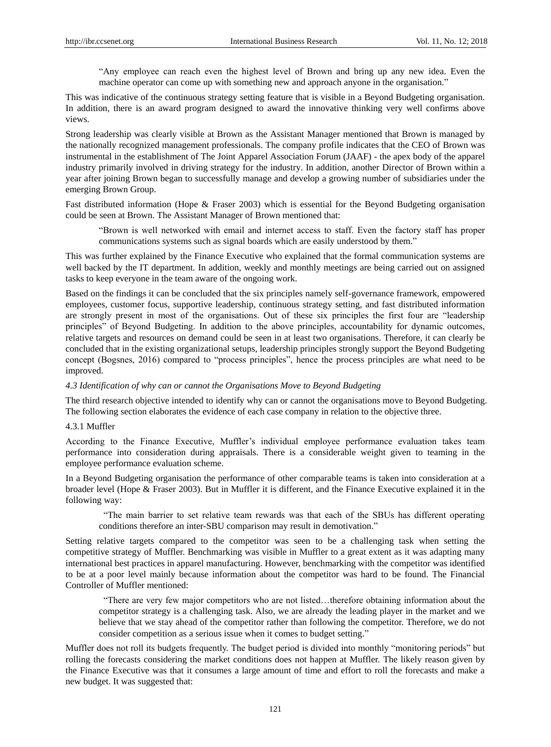> "Any employee can reach even the highest level of Brown and bring up any new idea. Even the machine operator can come up with something new and approach anyone in the organisation."

This was indicative of the continuous strategy setting feature that is visible in a Beyond Budgeting organisation. In addition, there is an award program designed to award the innovative thinking very well confirms above views.

Strong leadership was clearly visible at Brown as the Assistant Manager mentioned that Brown is managed by the nationally recognized management professionals. The company profile indicates that the CEO of Brown was instrumental in the establishment of The Joint Apparel Association Forum (JAAF) - the apex body of the apparel industry primarily involved in driving strategy for the industry. In addition, another Director of Brown within a year after joining Brown began to successfully manage and develop a growing number of subsidiaries under the emerging Brown Group.

Fast distributed information (Hope & Fraser 2003) which is essential for the Beyond Budgeting organisation could be seen at Brown. The Assistant Manager of Brown mentioned that:

> "Brown is well networked with email and internet access to staff. Even the factory staff has proper communications systems such as signal boards which are easily understood by them."

This was further explained by the Finance Executive who explained that the formal communication systems are well backed by the IT department. In addition, weekly and monthly meetings are being carried out on assigned tasks to keep everyone in the team aware of the ongoing work.

Based on the findings it can be concluded that the six principles namely self-governance framework, empowered employees, customer focus, supportive leadership, continuous strategy setting, and fast distributed information are strongly present in most of the organisations. Out of these six principles the first four are "leadership principles" of Beyond Budgeting. In addition to the above principles, accountability for dynamic outcomes, relative targets and resources on demand could be seen in at least two organisations. Therefore, it can clearly be concluded that in the existing organizational setups, leadership principles strongly support the Beyond Budgeting concept (Bogsnes, 2016) compared to "process principles", hence the process principles are what need to be improved.

### *4.3 Identification of why can or cannot the Organisations Move to Beyond Budgeting*

The third research objective intended to identify why can or cannot the organisations move to Beyond Budgeting. The following section elaborates the evidence of each case company in relation to the objective three.

#### 4.3.1 Muffler

According to the Finance Executive, Muffler's individual employee performance evaluation takes team performance into consideration during appraisals. There is a considerable weight given to teaming in the employee performance evaluation scheme.

In a Beyond Budgeting organisation the performance of other comparable teams is taken into consideration at a broader level (Hope & Fraser 2003). But in Muffler it is different, and the Finance Executive explained it in the following way:

> "The main barrier to set relative team rewards was that each of the SBUs has different operating conditions therefore an inter-SBU comparison may result in demotivation."

Setting relative targets compared to the competitor was seen to be a challenging task when setting the competitive strategy of Muffler. Benchmarking was visible in Muffler to a great extent as it was adapting many international best practices in apparel manufacturing. However, benchmarking with the competitor was identified to be at a poor level mainly because information about the competitor was hard to be found. The Financial Controller of Muffler mentioned:

> "There are very few major competitors who are not listed…therefore obtaining information about the competitor strategy is a challenging task. Also, we are already the leading player in the market and we believe that we stay ahead of the competitor rather than following the competitor. Therefore, we do not consider competition as a serious issue when it comes to budget setting."

Muffler does not roll its budgets frequently. The budget period is divided into monthly "monitoring periods" but rolling the forecasts considering the market conditions does not happen at Muffler. The likely reason given by the Finance Executive was that it consumes a large amount of time and effort to roll the forecasts and make a new budget. It was suggested that: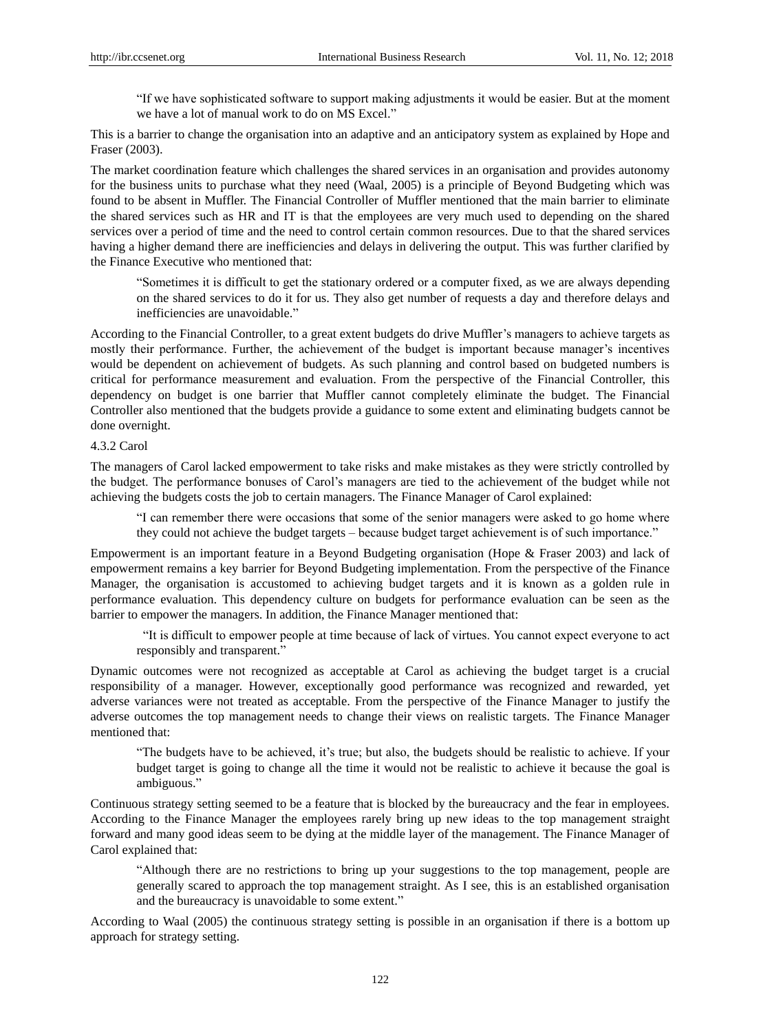> "If we have sophisticated software to support making adjustments it would be easier. But at the moment we have a lot of manual work to do on MS Excel."

This is a barrier to change the organisation into an adaptive and an anticipatory system as explained by Hope and Fraser (2003).

The market coordination feature which challenges the shared services in an organisation and provides autonomy for the business units to purchase what they need (Waal, 2005) is a principle of Beyond Budgeting which was found to be absent in Muffler. The Financial Controller of Muffler mentioned that the main barrier to eliminate the shared services such as HR and IT is that the employees are very much used to depending on the shared services over a period of time and the need to control certain common resources. Due to that the shared services having a higher demand there are inefficiencies and delays in delivering the output. This was further clarified by the Finance Executive who mentioned that:

> "Sometimes it is difficult to get the stationary ordered or a computer fixed, as we are always depending on the shared services to do it for us. They also get number of requests a day and therefore delays and inefficiencies are unavoidable."

According to the Financial Controller, to a great extent budgets do drive Muffler's managers to achieve targets as mostly their performance. Further, the achievement of the budget is important because manager's incentives would be dependent on achievement of budgets. As such planning and control based on budgeted numbers is critical for performance measurement and evaluation. From the perspective of the Financial Controller, this dependency on budget is one barrier that Muffler cannot completely eliminate the budget. The Financial Controller also mentioned that the budgets provide a guidance to some extent and eliminating budgets cannot be done overnight.

#### 4.3.2 Carol

The managers of Carol lacked empowerment to take risks and make mistakes as they were strictly controlled by the budget. The performance bonuses of Carol's managers are tied to the achievement of the budget while not achieving the budgets costs the job to certain managers. The Finance Manager of Carol explained:

> "I can remember there were occasions that some of the senior managers were asked to go home where they could not achieve the budget targets – because budget target achievement is of such importance."

Empowerment is an important feature in a Beyond Budgeting organisation (Hope & Fraser 2003) and lack of empowerment remains a key barrier for Beyond Budgeting implementation. From the perspective of the Finance Manager, the organisation is accustomed to achieving budget targets and it is known as a golden rule in performance evaluation. This dependency culture on budgets for performance evaluation can be seen as the barrier to empower the managers. In addition, the Finance Manager mentioned that:

> "It is difficult to empower people at time because of lack of virtues. You cannot expect everyone to act responsibly and transparent."

Dynamic outcomes were not recognized as acceptable at Carol as achieving the budget target is a crucial responsibility of a manager. However, exceptionally good performance was recognized and rewarded, yet adverse variances were not treated as acceptable. From the perspective of the Finance Manager to justify the adverse outcomes the top management needs to change their views on realistic targets. The Finance Manager mentioned that:

> "The budgets have to be achieved, it's true; but also, the budgets should be realistic to achieve. If your budget target is going to change all the time it would not be realistic to achieve it because the goal is ambiguous."

Continuous strategy setting seemed to be a feature that is blocked by the bureaucracy and the fear in employees. According to the Finance Manager the employees rarely bring up new ideas to the top management straight forward and many good ideas seem to be dying at the middle layer of the management. The Finance Manager of Carol explained that:

> "Although there are no restrictions to bring up your suggestions to the top management, people are generally scared to approach the top management straight. As I see, this is an established organisation and the bureaucracy is unavoidable to some extent."

According to Waal (2005) the continuous strategy setting is possible in an organisation if there is a bottom up approach for strategy setting.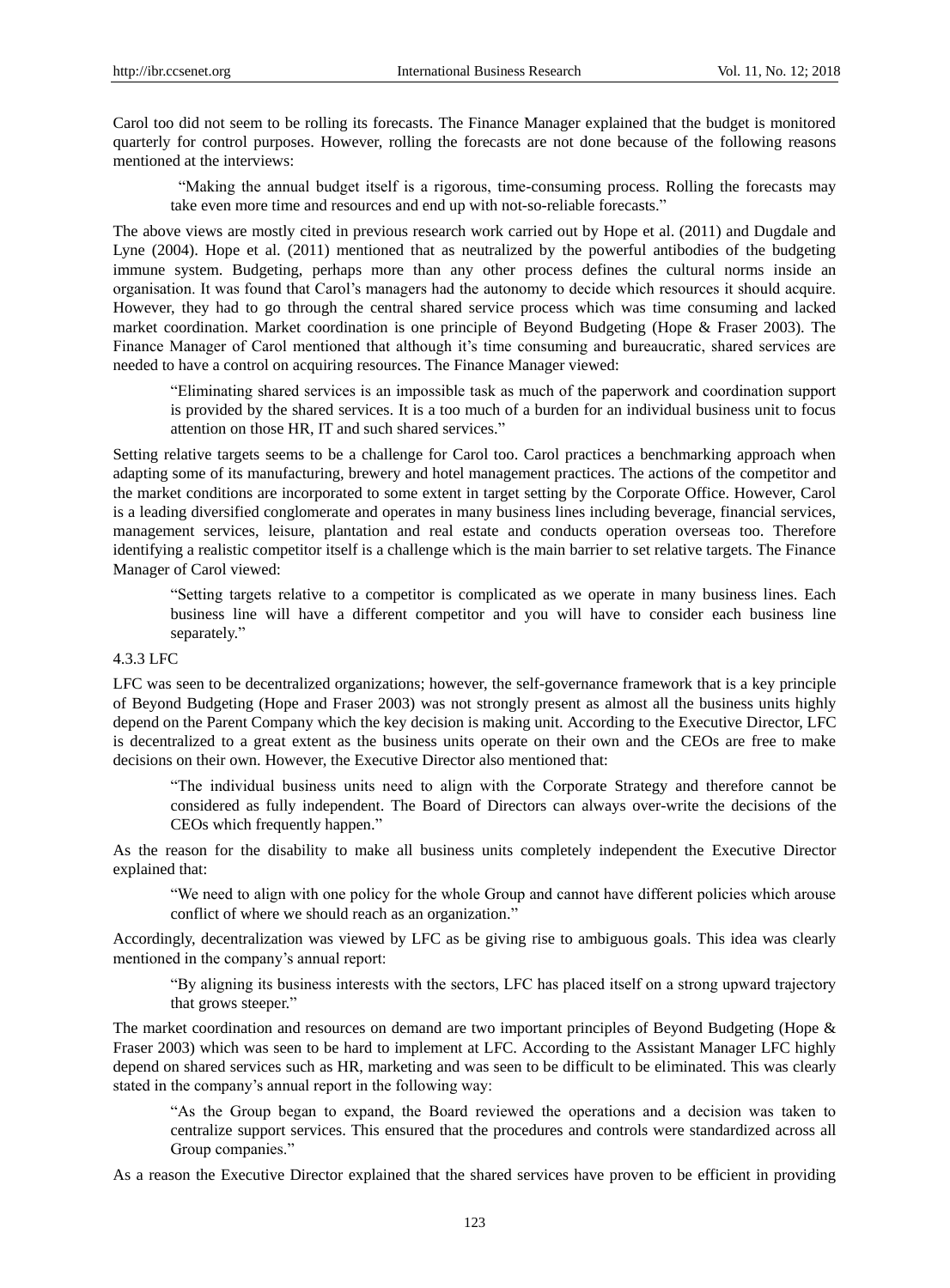Carol too did not seem to be rolling its forecasts. The Finance Manager explained that the budget is monitored quarterly for control purposes. However, rolling the forecasts are not done because of the following reasons mentioned at the interviews:

> "Making the annual budget itself is a rigorous, time-consuming process. Rolling the forecasts may take even more time and resources and end up with not-so-reliable forecasts."

The above views are mostly cited in previous research work carried out by Hope et al. (2011) and Dugdale and Lyne (2004). Hope et al. (2011) mentioned that as neutralized by the powerful antibodies of the budgeting immune system. Budgeting, perhaps more than any other process defines the cultural norms inside an organisation. It was found that Carol's managers had the autonomy to decide which resources it should acquire. However, they had to go through the central shared service process which was time consuming and lacked market coordination. Market coordination is one principle of Beyond Budgeting (Hope & Fraser 2003). The Finance Manager of Carol mentioned that although it's time consuming and bureaucratic, shared services are needed to have a control on acquiring resources. The Finance Manager viewed:

> "Eliminating shared services is an impossible task as much of the paperwork and coordination support is provided by the shared services. It is a too much of a burden for an individual business unit to focus attention on those HR, IT and such shared services."

Setting relative targets seems to be a challenge for Carol too. Carol practices a benchmarking approach when adapting some of its manufacturing, brewery and hotel management practices. The actions of the competitor and the market conditions are incorporated to some extent in target setting by the Corporate Office. However, Carol is a leading diversified conglomerate and operates in many business lines including beverage, financial services, management services, leisure, plantation and real estate and conducts operation overseas too. Therefore identifying a realistic competitor itself is a challenge which is the main barrier to set relative targets. The Finance Manager of Carol viewed:

> "Setting targets relative to a competitor is complicated as we operate in many business lines. Each business line will have a different competitor and you will have to consider each business line separately."

#### 4.3.3 LFC

LFC was seen to be decentralized organizations; however, the self-governance framework that is a key principle of Beyond Budgeting (Hope and Fraser 2003) was not strongly present as almost all the business units highly depend on the Parent Company which the key decision is making unit. According to the Executive Director, LFC is decentralized to a great extent as the business units operate on their own and the CEOs are free to make decisions on their own. However, the Executive Director also mentioned that:

> "The individual business units need to align with the Corporate Strategy and therefore cannot be considered as fully independent. The Board of Directors can always over-write the decisions of the CEOs which frequently happen."

As the reason for the disability to make all business units completely independent the Executive Director explained that:

> "We need to align with one policy for the whole Group and cannot have different policies which arouse conflict of where we should reach as an organization."

Accordingly, decentralization was viewed by LFC as be giving rise to ambiguous goals. This idea was clearly mentioned in the company's annual report:

> "By aligning its business interests with the sectors, LFC has placed itself on a strong upward trajectory that grows steeper."

The market coordination and resources on demand are two important principles of Beyond Budgeting (Hope & Fraser 2003) which was seen to be hard to implement at LFC. According to the Assistant Manager LFC highly depend on shared services such as HR, marketing and was seen to be difficult to be eliminated. This was clearly stated in the company's annual report in the following way:

> "As the Group began to expand, the Board reviewed the operations and a decision was taken to centralize support services. This ensured that the procedures and controls were standardized across all Group companies."

As a reason the Executive Director explained that the shared services have proven to be efficient in providing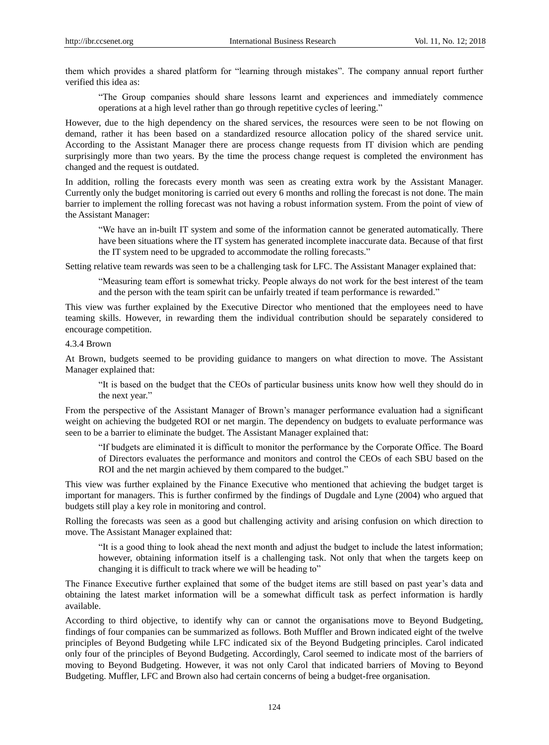them which provides a shared platform for "learning through mistakes". The company annual report further verified this idea as:

> "The Group companies should share lessons learnt and experiences and immediately commence operations at a high level rather than go through repetitive cycles of leering."

However, due to the high dependency on the shared services, the resources were seen to be not flowing on demand, rather it has been based on a standardized resource allocation policy of the shared service unit. According to the Assistant Manager there are process change requests from IT division which are pending surprisingly more than two years. By the time the process change request is completed the environment has changed and the request is outdated.

In addition, rolling the forecasts every month was seen as creating extra work by the Assistant Manager. Currently only the budget monitoring is carried out every 6 months and rolling the forecast is not done. The main barrier to implement the rolling forecast was not having a robust information system. From the point of view of the Assistant Manager:

> "We have an in-built IT system and some of the information cannot be generated automatically. There have been situations where the IT system has generated incomplete inaccurate data. Because of that first the IT system need to be upgraded to accommodate the rolling forecasts."

Setting relative team rewards was seen to be a challenging task for LFC. The Assistant Manager explained that:

> "Measuring team effort is somewhat tricky. People always do not work for the best interest of the team and the person with the team spirit can be unfairly treated if team performance is rewarded."

This view was further explained by the Executive Director who mentioned that the employees need to have teaming skills. However, in rewarding them the individual contribution should be separately considered to encourage competition.

#### 4.3.4 Brown

At Brown, budgets seemed to be providing guidance to mangers on what direction to move. The Assistant Manager explained that:

> "It is based on the budget that the CEOs of particular business units know how well they should do in the next year."

From the perspective of the Assistant Manager of Brown's manager performance evaluation had a significant weight on achieving the budgeted ROI or net margin. The dependency on budgets to evaluate performance was seen to be a barrier to eliminate the budget. The Assistant Manager explained that:

> "If budgets are eliminated it is difficult to monitor the performance by the Corporate Office. The Board of Directors evaluates the performance and monitors and control the CEOs of each SBU based on the ROI and the net margin achieved by them compared to the budget."

This view was further explained by the Finance Executive who mentioned that achieving the budget target is important for managers. This is further confirmed by the findings of Dugdale and Lyne (2004) who argued that budgets still play a key role in monitoring and control.

Rolling the forecasts was seen as a good but challenging activity and arising confusion on which direction to move. The Assistant Manager explained that:

> "It is a good thing to look ahead the next month and adjust the budget to include the latest information; however, obtaining information itself is a challenging task. Not only that when the targets keep on changing it is difficult to track where we will be heading to"

The Finance Executive further explained that some of the budget items are still based on past year's data and obtaining the latest market information will be a somewhat difficult task as perfect information is hardly available.

According to third objective, to identify why can or cannot the organisations move to Beyond Budgeting, findings of four companies can be summarized as follows. Both Muffler and Brown indicated eight of the twelve principles of Beyond Budgeting while LFC indicated six of the Beyond Budgeting principles. Carol indicated only four of the principles of Beyond Budgeting. Accordingly, Carol seemed to indicate most of the barriers of moving to Beyond Budgeting. However, it was not only Carol that indicated barriers of Moving to Beyond Budgeting. Muffler, LFC and Brown also had certain concerns of being a budget-free organisation.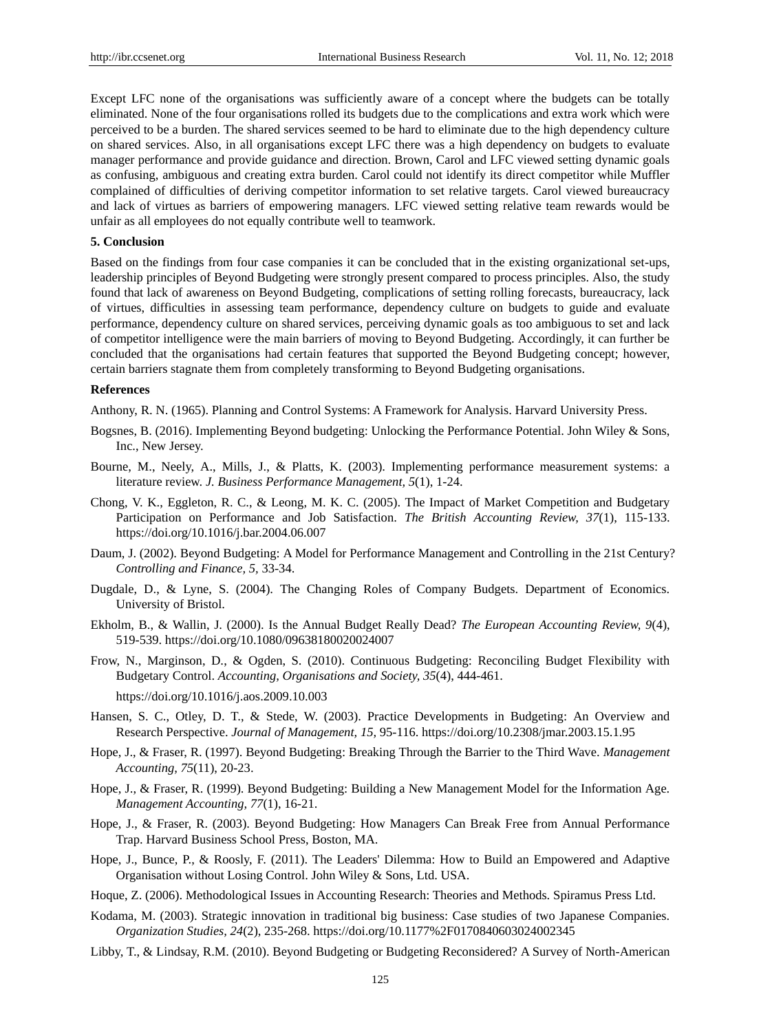Except LFC none of the organisations was sufficiently aware of a concept where the budgets can be totally eliminated. None of the four organisations rolled its budgets due to the complications and extra work which were perceived to be a burden. The shared services seemed to be hard to eliminate due to the high dependency culture on shared services. Also, in all organisations except LFC there was a high dependency on budgets to evaluate manager performance and provide guidance and direction. Brown, Carol and LFC viewed setting dynamic goals as confusing, ambiguous and creating extra burden. Carol could not identify its direct competitor while Muffler complained of difficulties of deriving competitor information to set relative targets. Carol viewed bureaucracy and lack of virtues as barriers of empowering managers. LFC viewed setting relative team rewards would be unfair as all employees do not equally contribute well to teamwork.

## 5. Conclusion

Based on the findings from four case companies it can be concluded that in the existing organizational set-ups, leadership principles of Beyond Budgeting were strongly present compared to process principles. Also, the study found that lack of awareness on Beyond Budgeting, complications of setting rolling forecasts, bureaucracy, lack of virtues, difficulties in assessing team performance, dependency culture on budgets to guide and evaluate performance, dependency culture on shared services, perceiving dynamic goals as too ambiguous to set and lack of competitor intelligence were the main barriers of moving to Beyond Budgeting. Accordingly, it can further be concluded that the organisations had certain features that supported the Beyond Budgeting concept; however, certain barriers stagnate them from completely transforming to Beyond Budgeting organisations.

## References

Anthony, R. N. (1965). Planning and Control Systems: A Framework for Analysis. Harvard University Press.

Bogsnes, B. (2016). Implementing Beyond budgeting: Unlocking the Performance Potential. John Wiley & Sons, Inc., New Jersey.

Bourne, M., Neely, A., Mills, J., & Platts, K. (2003). Implementing performance measurement systems: a literature review. *J. Business Performance Management, 5*(1), 1-24.

Chong, V. K., Eggleton, R. C., & Leong, M. K. C. (2005). The Impact of Market Competition and Budgetary Participation on Performance and Job Satisfaction. *The British Accounting Review, 37*(1), 115-133. https://doi.org/10.1016/j.bar.2004.06.007

Daum, J. (2002). Beyond Budgeting: A Model for Performance Management and Controlling in the 21st Century? *Controlling and Finance, 5,* 33-34.

Dugdale, D., & Lyne, S. (2004). The Changing Roles of Company Budgets. Department of Economics. University of Bristol.

Ekholm, B., & Wallin, J. (2000). Is the Annual Budget Really Dead? *The European Accounting Review, 9*(4), 519-539. https://doi.org/10.1080/09638180020024007

Frow, N., Marginson, D., & Ogden, S. (2010). Continuous Budgeting: Reconciling Budget Flexibility with Budgetary Control. *Accounting, Organisations and Society, 35*(4), 444-461.

https://doi.org/10.1016/j.aos.2009.10.003

Hansen, S. C., Otley, D. T., & Stede, W. (2003). Practice Developments in Budgeting: An Overview and Research Perspective. *Journal of Management, 15,* 95-116. https://doi.org/10.2308/jmar.2003.15.1.95

Hope, J., & Fraser, R. (1997). Beyond Budgeting: Breaking Through the Barrier to the Third Wave. *Management Accounting, 75*(11), 20-23.

Hope, J., & Fraser, R. (1999). Beyond Budgeting: Building a New Management Model for the Information Age. *Management Accounting, 77*(1), 16-21.

Hope, J., & Fraser, R. (2003). Beyond Budgeting: How Managers Can Break Free from Annual Performance Trap. Harvard Business School Press, Boston, MA.

Hope, J., Bunce, P., & Roosly, F. (2011). The Leaders' Dilemma: How to Build an Empowered and Adaptive Organisation without Losing Control. John Wiley & Sons, Ltd. USA.

Hoque, Z. (2006). Methodological Issues in Accounting Research: Theories and Methods. Spiramus Press Ltd.

Kodama, M. (2003). Strategic innovation in traditional big business: Case studies of two Japanese Companies. *Organization Studies, 24*(2), 235-268. https://doi.org/10.1177%2F0170840603024002345

Libby, T., & Lindsay, R.M. (2010). Beyond Budgeting or Budgeting Reconsidered? A Survey of North-American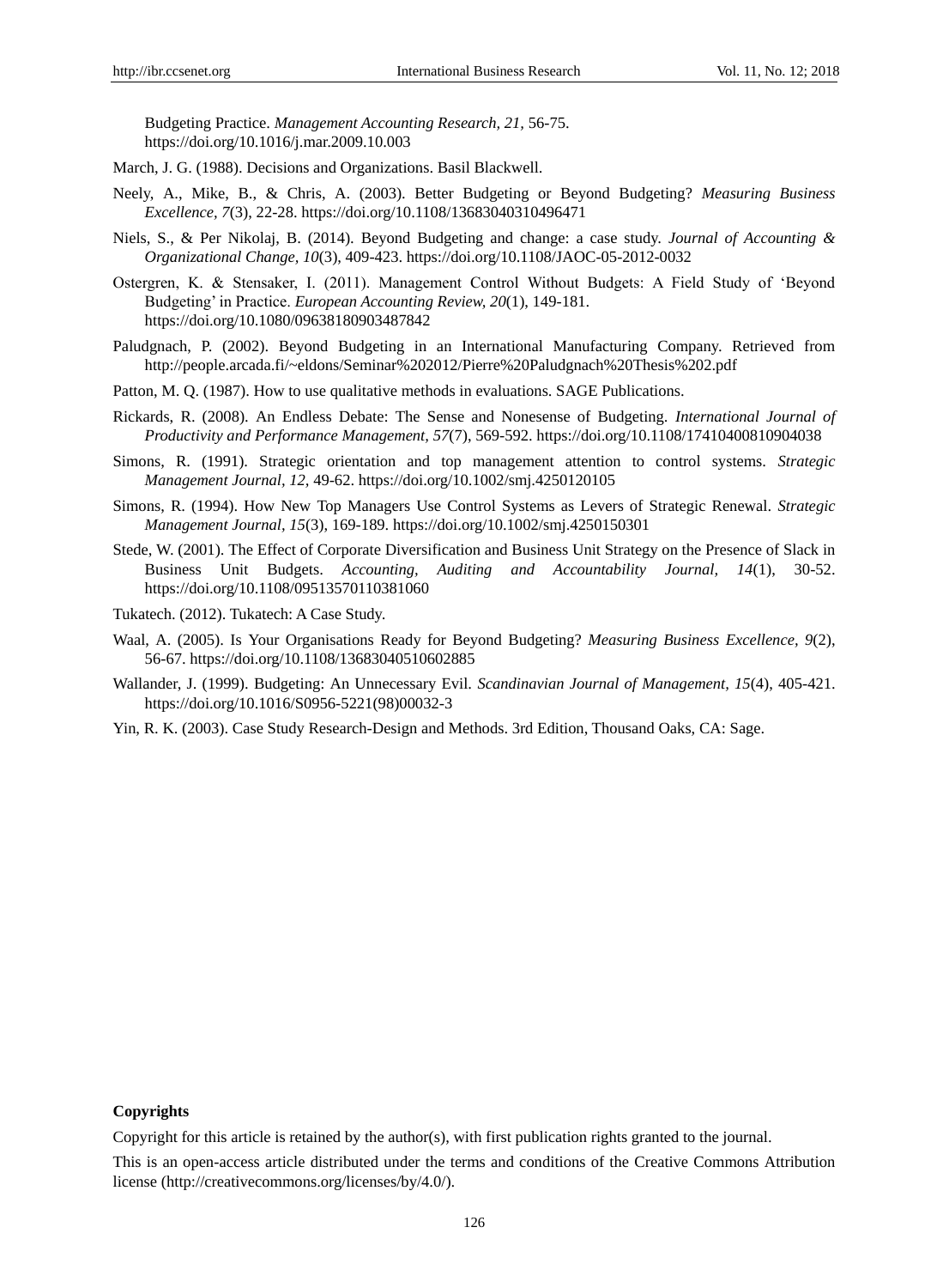Budgeting Practice. *Management Accounting Research, 21*, 56-75. https://doi.org/10.1016/j.mar.2009.10.003

March, J. G. (1988). Decisions and Organizations. Basil Blackwell.

Neely, A., Mike, B., & Chris, A. (2003). Better Budgeting or Beyond Budgeting? *Measuring Business Excellence, 7*(3), 22-28. https://doi.org/10.1108/13683040310496471

Niels, S., & Per Nikolaj, B. (2014). Beyond Budgeting and change: a case study. *Journal of Accounting & Organizational Change, 10*(3), 409-423. https://doi.org/10.1108/JAOC-05-2012-0032

Ostergren, K. & Stensaker, I. (2011). Management Control Without Budgets: A Field Study of 'Beyond Budgeting' in Practice. *European Accounting Review, 20*(1), 149-181. https://doi.org/10.1080/09638180903487842

Paludgnach, P. (2002). Beyond Budgeting in an International Manufacturing Company. Retrieved from http://people.arcada.fi/~eldons/Seminar%202012/Pierre%20Paludgnach%20Thesis%202.pdf

Patton, M. Q. (1987). How to use qualitative methods in evaluations. SAGE Publications.

Rickards, R. (2008). An Endless Debate: The Sense and Nonesense of Budgeting. *International Journal of Productivity and Performance Management, 57*(7), 569-592. https://doi.org/10.1108/17410400810904038

Simons, R. (1991). Strategic orientation and top management attention to control systems. *Strategic Management Journal, 12*, 49-62. https://doi.org/10.1002/smj.4250120105

Simons, R. (1994). How New Top Managers Use Control Systems as Levers of Strategic Renewal. *Strategic Management Journal, 15*(3), 169-189. https://doi.org/10.1002/smj.4250150301

Stede, W. (2001). The Effect of Corporate Diversification and Business Unit Strategy on the Presence of Slack in Business Unit Budgets. *Accounting, Auditing and Accountability Journal, 14*(1), 30-52. https://doi.org/10.1108/09513570110381060

Tukatech. (2012). Tukatech: A Case Study.

Waal, A. (2005). Is Your Organisations Ready for Beyond Budgeting? *Measuring Business Excellence, 9*(2), 56-67. https://doi.org/10.1108/13683040510602885

Wallander, J. (1999). Budgeting: An Unnecessary Evil. *Scandinavian Journal of Management, 15*(4), 405-421. https://doi.org/10.1016/S0956-5221(98)00032-3

Yin, R. K. (2003). Case Study Research-Design and Methods. 3rd Edition, Thousand Oaks, CA: Sage.

**Copyrights**

Copyright for this article is retained by the author(s), with first publication rights granted to the journal.

This is an open-access article distributed under the terms and conditions of the Creative Commons Attribution license (http://creativecommons.org/licenses/by/4.0/).